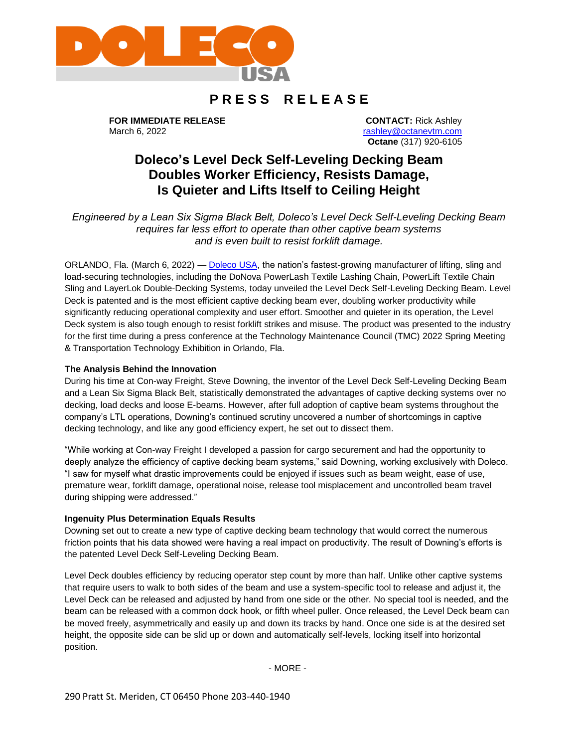# PRESS RELEASE

**FOR IMMEDIATE RELEASE**
March 6, 2022

**CONTACT:** Rick Ashley
rashley@octanevtm.com
**Octane** (317) 920-6105

## Doleco's Level Deck Self-Leveling Decking Beam Doubles Worker Efficiency, Resists Damage, Is Quieter and Lifts Itself to Ceiling Height

*Engineered by a Lean Six Sigma Black Belt, Doleco's Level Deck Self-Leveling Decking Beam requires far less effort to operate than other captive beam systems and is even built to resist forklift damage.*

ORLANDO, Fla. (March 6, 2022) — Doleco USA, the nation's fastest-growing manufacturer of lifting, sling and load-securing technologies, including the DoNova PowerLash Textile Lashing Chain, PowerLift Textile Chain Sling and LayerLok Double-Decking Systems, today unveiled the Level Deck Self-Leveling Decking Beam. Level Deck is patented and is the most efficient captive decking beam ever, doubling worker productivity while significantly reducing operational complexity and user effort. Smoother and quieter in its operation, the Level Deck system is also tough enough to resist forklift strikes and misuse. The product was presented to the industry for the first time during a press conference at the Technology Maintenance Council (TMC) 2022 Spring Meeting & Transportation Technology Exhibition in Orlando, Fla.

**The Analysis Behind the Innovation**

During his time at Con-way Freight, Steve Downing, the inventor of the Level Deck Self-Leveling Decking Beam and a Lean Six Sigma Black Belt, statistically demonstrated the advantages of captive decking systems over no decking, load decks and loose E-beams. However, after full adoption of captive beam systems throughout the company's LTL operations, Downing's continued scrutiny uncovered a number of shortcomings in captive decking technology, and like any good efficiency expert, he set out to dissect them.

"While working at Con-way Freight I developed a passion for cargo securement and had the opportunity to deeply analyze the efficiency of captive decking beam systems," said Downing, working exclusively with Doleco. "I saw for myself what drastic improvements could be enjoyed if issues such as beam weight, ease of use, premature wear, forklift damage, operational noise, release tool misplacement and uncontrolled beam travel during shipping were addressed."

**Ingenuity Plus Determination Equals Results**

Downing set out to create a new type of captive decking beam technology that would correct the numerous friction points that his data showed were having a real impact on productivity. The result of Downing's efforts is the patented Level Deck Self-Leveling Decking Beam.

Level Deck doubles efficiency by reducing operator step count by more than half. Unlike other captive systems that require users to walk to both sides of the beam and use a system-specific tool to release and adjust it, the Level Deck can be released and adjusted by hand from one side or the other. No special tool is needed, and the beam can be released with a common dock hook, or fifth wheel puller. Once released, the Level Deck beam can be moved freely, asymmetrically and easily up and down its tracks by hand. Once one side is at the desired set height, the opposite side can be slid up or down and automatically self-levels, locking itself into horizontal position.

- MORE -

290 Pratt St. Meriden, CT 06450 Phone 203-440-1940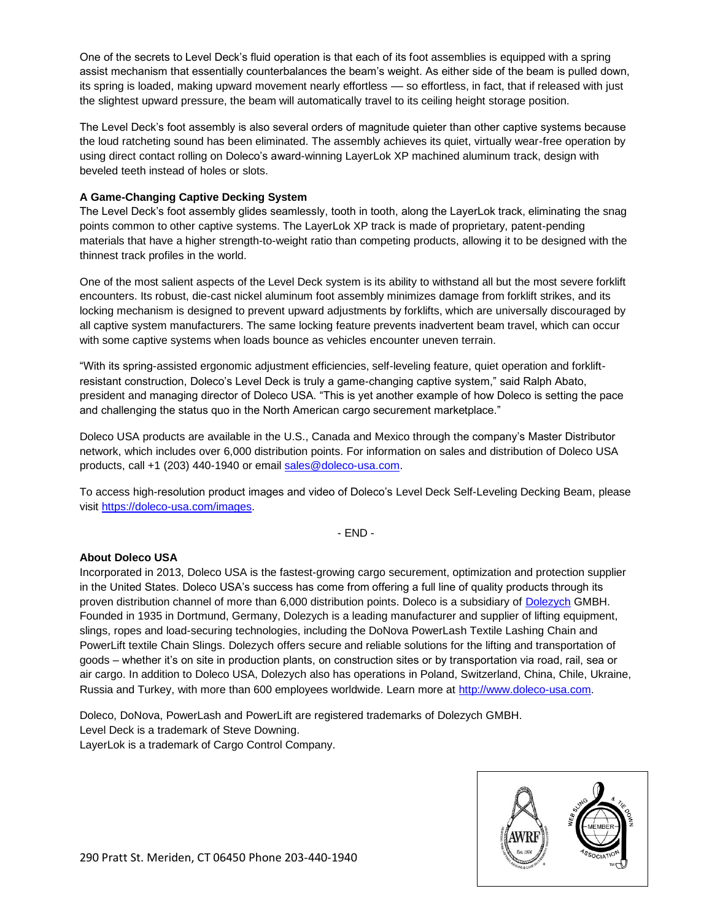One of the secrets to Level Deck's fluid operation is that each of its foot assemblies is equipped with a spring assist mechanism that essentially counterbalances the beam's weight. As either side of the beam is pulled down, its spring is loaded, making upward movement nearly effortless — so effortless, in fact, that if released with just the slightest upward pressure, the beam will automatically travel to its ceiling height storage position.

The Level Deck's foot assembly is also several orders of magnitude quieter than other captive systems because the loud ratcheting sound has been eliminated. The assembly achieves its quiet, virtually wear-free operation by using direct contact rolling on Doleco's award-winning LayerLok XP machined aluminum track, design with beveled teeth instead of holes or slots.

**A Game-Changing Captive Decking System**

The Level Deck's foot assembly glides seamlessly, tooth in tooth, along the LayerLok track, eliminating the snag points common to other captive systems. The LayerLok XP track is made of proprietary, patent-pending materials that have a higher strength-to-weight ratio than competing products, allowing it to be designed with the thinnest track profiles in the world.

One of the most salient aspects of the Level Deck system is its ability to withstand all but the most severe forklift encounters. Its robust, die-cast nickel aluminum foot assembly minimizes damage from forklift strikes, and its locking mechanism is designed to prevent upward adjustments by forklifts, which are universally discouraged by all captive system manufacturers. The same locking feature prevents inadvertent beam travel, which can occur with some captive systems when loads bounce as vehicles encounter uneven terrain.

"With its spring-assisted ergonomic adjustment efficiencies, self-leveling feature, quiet operation and forklift-resistant construction, Doleco's Level Deck is truly a game-changing captive system," said Ralph Abato, president and managing director of Doleco USA. "This is yet another example of how Doleco is setting the pace and challenging the status quo in the North American cargo securement marketplace."

Doleco USA products are available in the U.S., Canada and Mexico through the company's Master Distributor network, which includes over 6,000 distribution points. For information on sales and distribution of Doleco USA products, call +1 (203) 440-1940 or email sales@doleco-usa.com.

To access high-resolution product images and video of Doleco's Level Deck Self-Leveling Decking Beam, please visit https://doleco-usa.com/images.

- END -

**About Doleco USA**

Incorporated in 2013, Doleco USA is the fastest-growing cargo securement, optimization and protection supplier in the United States. Doleco USA's success has come from offering a full line of quality products through its proven distribution channel of more than 6,000 distribution points. Doleco is a subsidiary of Dolezych GMBH. Founded in 1935 in Dortmund, Germany, Dolezych is a leading manufacturer and supplier of lifting equipment, slings, ropes and load-securing technologies, including the DoNova PowerLash Textile Lashing Chain and PowerLift textile Chain Slings. Dolezych offers secure and reliable solutions for the lifting and transportation of goods – whether it's on site in production plants, on construction sites or by transportation via road, rail, sea or air cargo. In addition to Doleco USA, Dolezych also has operations in Poland, Switzerland, China, Chile, Ukraine, Russia and Turkey, with more than 600 employees worldwide. Learn more at http://www.doleco-usa.com.

Doleco, DoNova, PowerLash and PowerLift are registered trademarks of Dolezych GMBH.
Level Deck is a trademark of Steve Downing.
LayerLok is a trademark of Cargo Control Company.

290 Pratt St. Meriden, CT 06450 Phone 203-440-1940